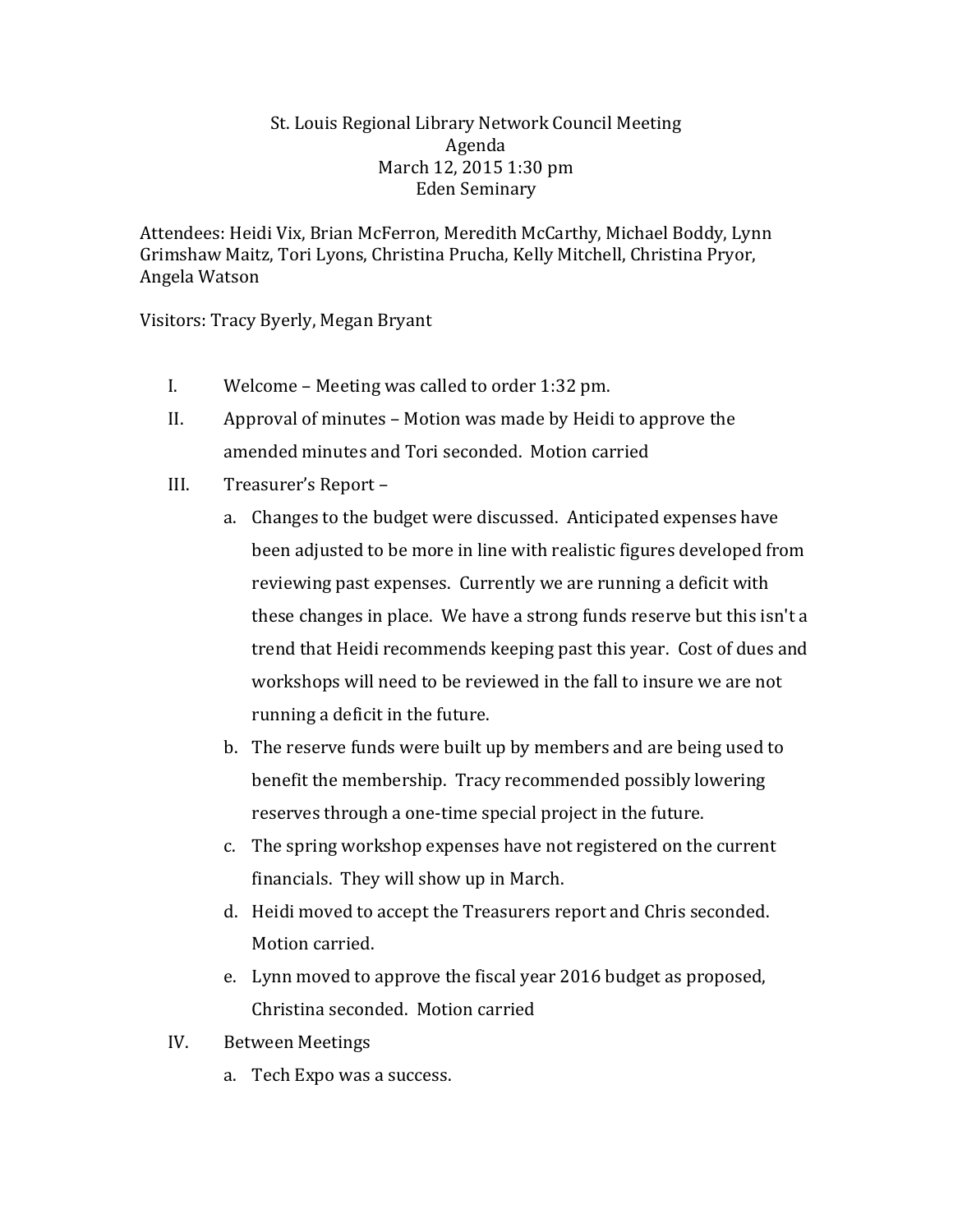# St. Louis Regional Library Network Council Meeting
## Agenda
March 12, 2015 1:30 pm
Eden Seminary

Attendees: Heidi Vix, Brian McFerron, Meredith McCarthy, Michael Boddy, Lynn Grimshaw Maitz, Tori Lyons, Christina Prucha, Kelly Mitchell, Christina Pryor, Angela Watson

Visitors: Tracy Byerly, Megan Bryant

I. Welcome – Meeting was called to order 1:32 pm.

II. Approval of minutes – Motion was made by Heidi to approve the amended minutes and Tori seconded. Motion carried

III. Treasurer's Report –
   a. Changes to the budget were discussed. Anticipated expenses have been adjusted to be more in line with realistic figures developed from reviewing past expenses. Currently we are running a deficit with these changes in place. We have a strong funds reserve but this isn't a trend that Heidi recommends keeping past this year. Cost of dues and workshops will need to be reviewed in the fall to insure we are not running a deficit in the future.
   b. The reserve funds were built up by members and are being used to benefit the membership. Tracy recommended possibly lowering reserves through a one-time special project in the future.
   c. The spring workshop expenses have not registered on the current financials. They will show up in March.
   d. Heidi moved to accept the Treasurers report and Chris seconded. Motion carried.
   e. Lynn moved to approve the fiscal year 2016 budget as proposed, Christina seconded. Motion carried

IV. Between Meetings
   a. Tech Expo was a success.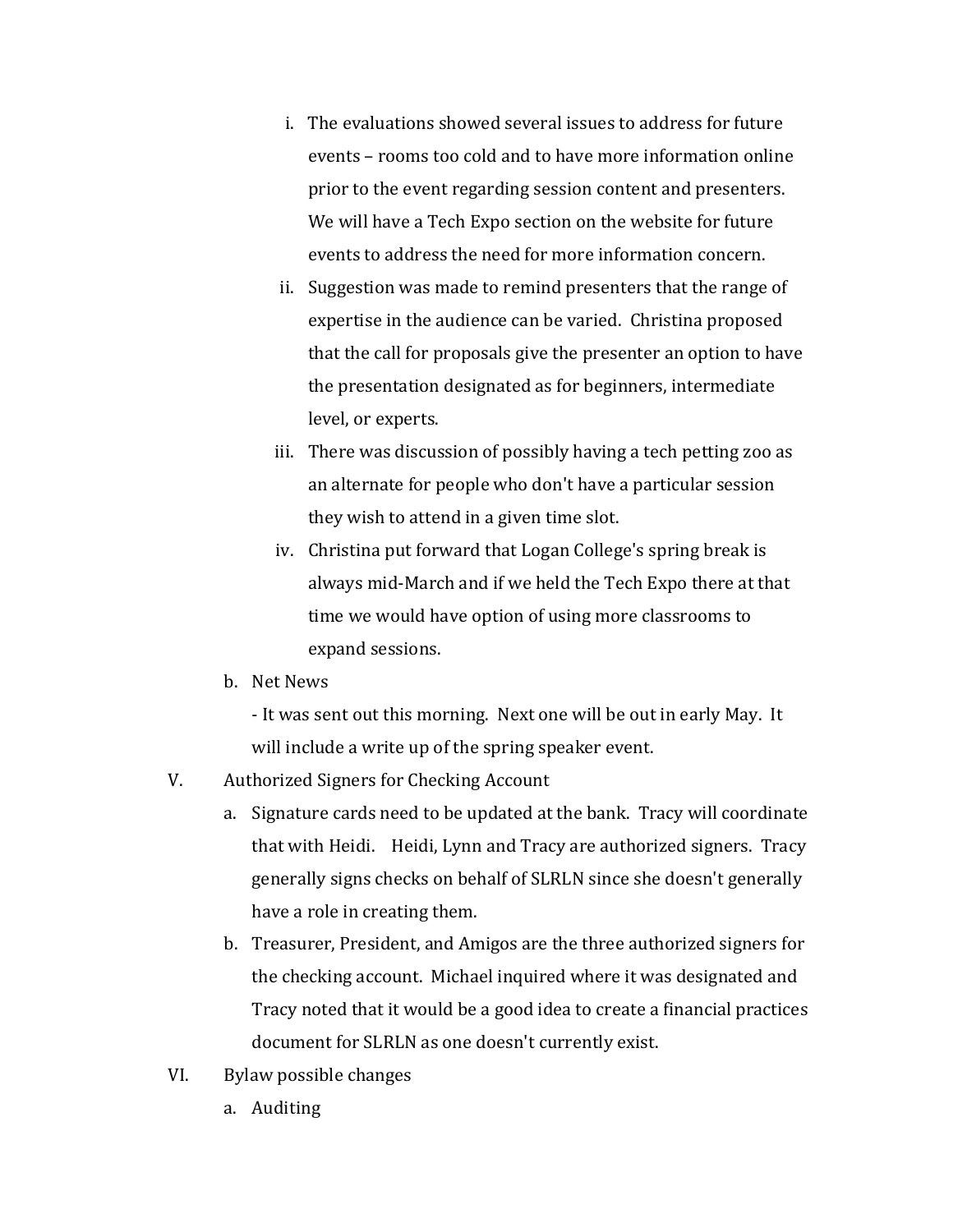i. The evaluations showed several issues to address for future events – rooms too cold and to have more information online prior to the event regarding session content and presenters. We will have a Tech Expo section on the website for future events to address the need for more information concern.

   ii. Suggestion was made to remind presenters that the range of expertise in the audience can be varied. Christina proposed that the call for proposals give the presenter an option to have the presentation designated as for beginners, intermediate level, or experts.

   iii. There was discussion of possibly having a tech petting zoo as an alternate for people who don't have a particular session they wish to attend in a given time slot.

   iv. Christina put forward that Logan College's spring break is always mid-March and if we held the Tech Expo there at that time we would have option of using more classrooms to expand sessions.

b. Net News

   - It was sent out this morning. Next one will be out in early May. It will include a write up of the spring speaker event.

V. Authorized Signers for Checking Account

   a. Signature cards need to be updated at the bank. Tracy will coordinate that with Heidi. Heidi, Lynn and Tracy are authorized signers. Tracy generally signs checks on behalf of SLRLN since she doesn't generally have a role in creating them.

   b. Treasurer, President, and Amigos are the three authorized signers for the checking account. Michael inquired where it was designated and Tracy noted that it would be a good idea to create a financial practices document for SLRLN as one doesn't currently exist.

VI. Bylaw possible changes

   a. Auditing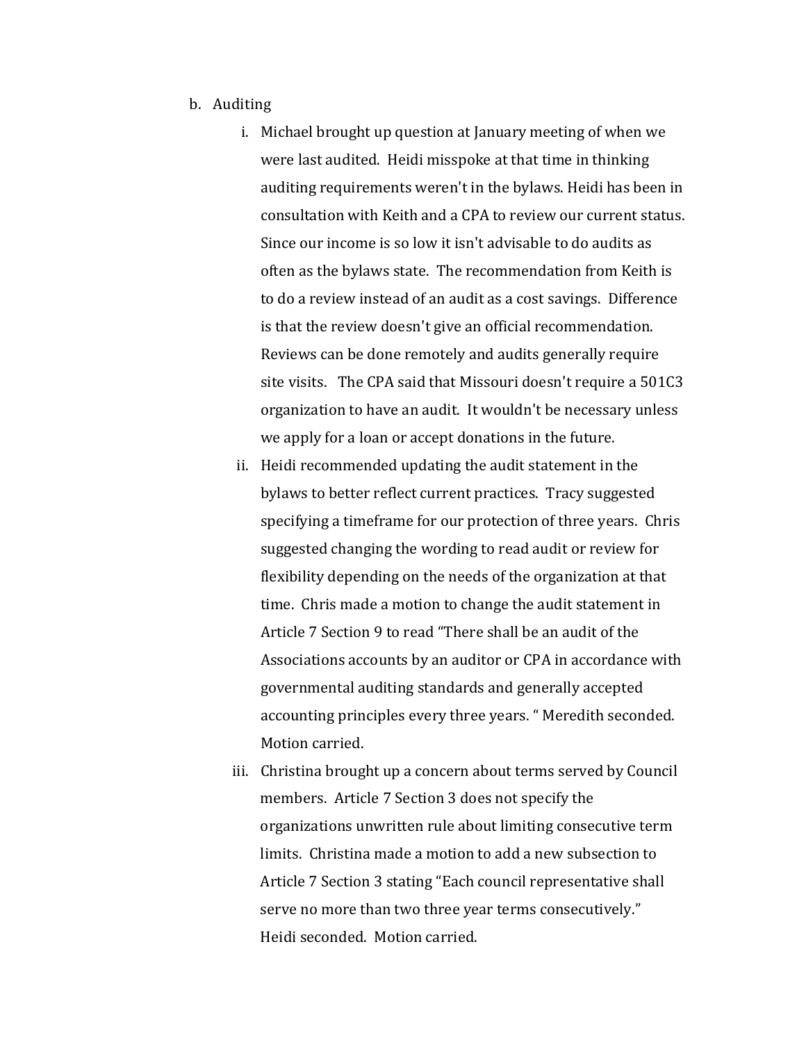b. Auditing

   i. Michael brought up question at January meeting of when we were last audited. Heidi misspoke at that time in thinking auditing requirements weren't in the bylaws. Heidi has been in consultation with Keith and a CPA to review our current status. Since our income is so low it isn't advisable to do audits as often as the bylaws state. The recommendation from Keith is to do a review instead of an audit as a cost savings. Difference is that the review doesn't give an official recommendation. Reviews can be done remotely and audits generally require site visits. The CPA said that Missouri doesn't require a 501C3 organization to have an audit. It wouldn't be necessary unless we apply for a loan or accept donations in the future.

   ii. Heidi recommended updating the audit statement in the bylaws to better reflect current practices. Tracy suggested specifying a timeframe for our protection of three years. Chris suggested changing the wording to read audit or review for flexibility depending on the needs of the organization at that time. Chris made a motion to change the audit statement in Article 7 Section 9 to read "There shall be an audit of the Associations accounts by an auditor or CPA in accordance with governmental auditing standards and generally accepted accounting principles every three years. " Meredith seconded. Motion carried.

   iii. Christina brought up a concern about terms served by Council members. Article 7 Section 3 does not specify the organizations unwritten rule about limiting consecutive term limits. Christina made a motion to add a new subsection to Article 7 Section 3 stating "Each council representative shall serve no more than two three year terms consecutively." Heidi seconded. Motion carried.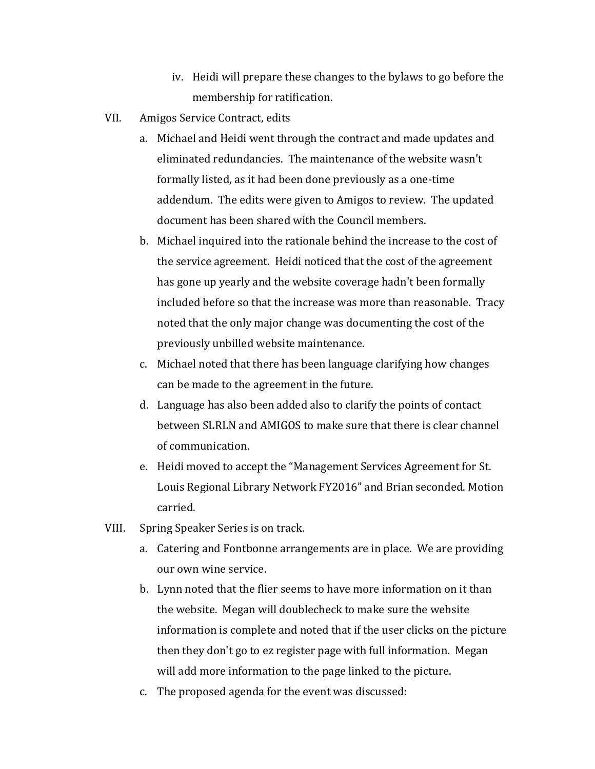iv. Heidi will prepare these changes to the bylaws to go before the membership for ratification.

VII. Amigos Service Contract, edits

  a. Michael and Heidi went through the contract and made updates and eliminated redundancies. The maintenance of the website wasn't formally listed, as it had been done previously as a one-time addendum. The edits were given to Amigos to review. The updated document has been shared with the Council members.

  b. Michael inquired into the rationale behind the increase to the cost of the service agreement. Heidi noticed that the cost of the agreement has gone up yearly and the website coverage hadn't been formally included before so that the increase was more than reasonable. Tracy noted that the only major change was documenting the cost of the previously unbilled website maintenance.

  c. Michael noted that there has been language clarifying how changes can be made to the agreement in the future.

  d. Language has also been added also to clarify the points of contact between SLRLN and AMIGOS to make sure that there is clear channel of communication.

  e. Heidi moved to accept the "Management Services Agreement for St. Louis Regional Library Network FY2016" and Brian seconded. Motion carried.

VIII. Spring Speaker Series is on track.

  a. Catering and Fontbonne arrangements are in place. We are providing our own wine service.

  b. Lynn noted that the flier seems to have more information on it than the website. Megan will doublecheck to make sure the website information is complete and noted that if the user clicks on the picture then they don't go to ez register page with full information. Megan will add more information to the page linked to the picture.

  c. The proposed agenda for the event was discussed: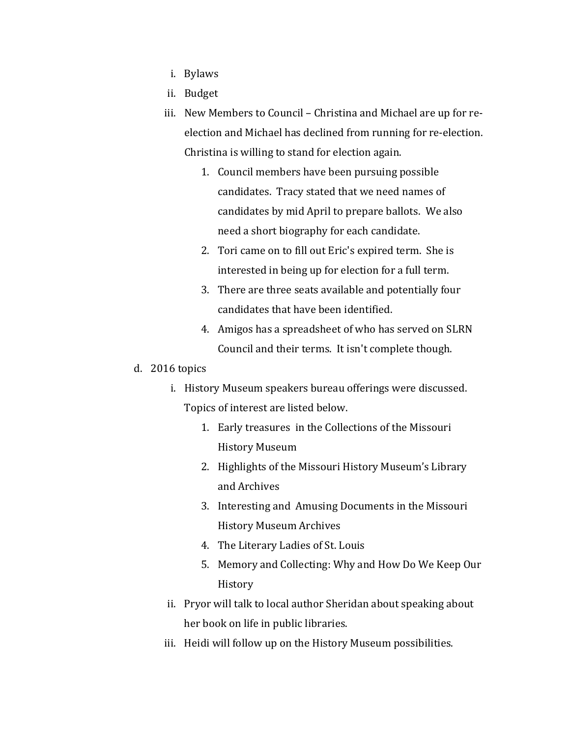i. Bylaws
   ii. Budget
   iii. New Members to Council – Christina and Michael are up for re-election and Michael has declined from running for re-election. Christina is willing to stand for election again.
      1. Council members have been pursuing possible candidates. Tracy stated that we need names of candidates by mid April to prepare ballots. We also need a short biography for each candidate.
      2. Tori came on to fill out Eric's expired term. She is interested in being up for election for a full term.
      3. There are three seats available and potentially four candidates that have been identified.
      4. Amigos has a spreadsheet of who has served on SLRN Council and their terms. It isn't complete though.

d. 2016 topics
   i. History Museum speakers bureau offerings were discussed. Topics of interest are listed below.
      1. Early treasures in the Collections of the Missouri History Museum
      2. Highlights of the Missouri History Museum's Library and Archives
      3. Interesting and Amusing Documents in the Missouri History Museum Archives
      4. The Literary Ladies of St. Louis
      5. Memory and Collecting: Why and How Do We Keep Our History
   ii. Pryor will talk to local author Sheridan about speaking about her book on life in public libraries.
   iii. Heidi will follow up on the History Museum possibilities.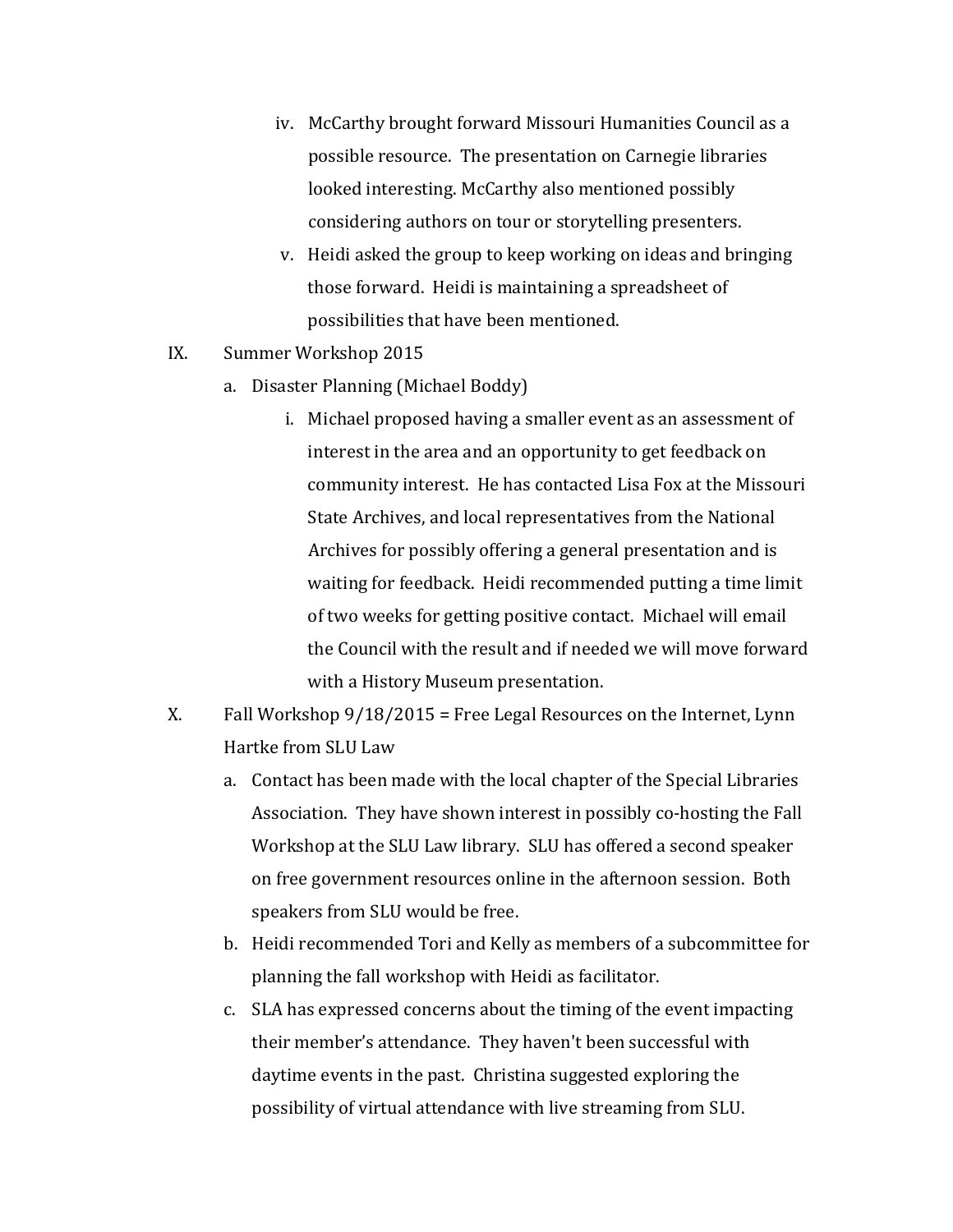iv. McCarthy brought forward Missouri Humanities Council as a possible resource. The presentation on Carnegie libraries looked interesting. McCarthy also mentioned possibly considering authors on tour or storytelling presenters.

   v. Heidi asked the group to keep working on ideas and bringing those forward. Heidi is maintaining a spreadsheet of possibilities that have been mentioned.

IX. Summer Workshop 2015

   a. Disaster Planning (Michael Boddy)

      i. Michael proposed having a smaller event as an assessment of interest in the area and an opportunity to get feedback on community interest. He has contacted Lisa Fox at the Missouri State Archives, and local representatives from the National Archives for possibly offering a general presentation and is waiting for feedback. Heidi recommended putting a time limit of two weeks for getting positive contact. Michael will email the Council with the result and if needed we will move forward with a History Museum presentation.

X. Fall Workshop 9/18/2015 = Free Legal Resources on the Internet, Lynn Hartke from SLU Law

   a. Contact has been made with the local chapter of the Special Libraries Association. They have shown interest in possibly co-hosting the Fall Workshop at the SLU Law library. SLU has offered a second speaker on free government resources online in the afternoon session. Both speakers from SLU would be free.

   b. Heidi recommended Tori and Kelly as members of a subcommittee for planning the fall workshop with Heidi as facilitator.

   c. SLA has expressed concerns about the timing of the event impacting their member's attendance. They haven't been successful with daytime events in the past. Christina suggested exploring the possibility of virtual attendance with live streaming from SLU.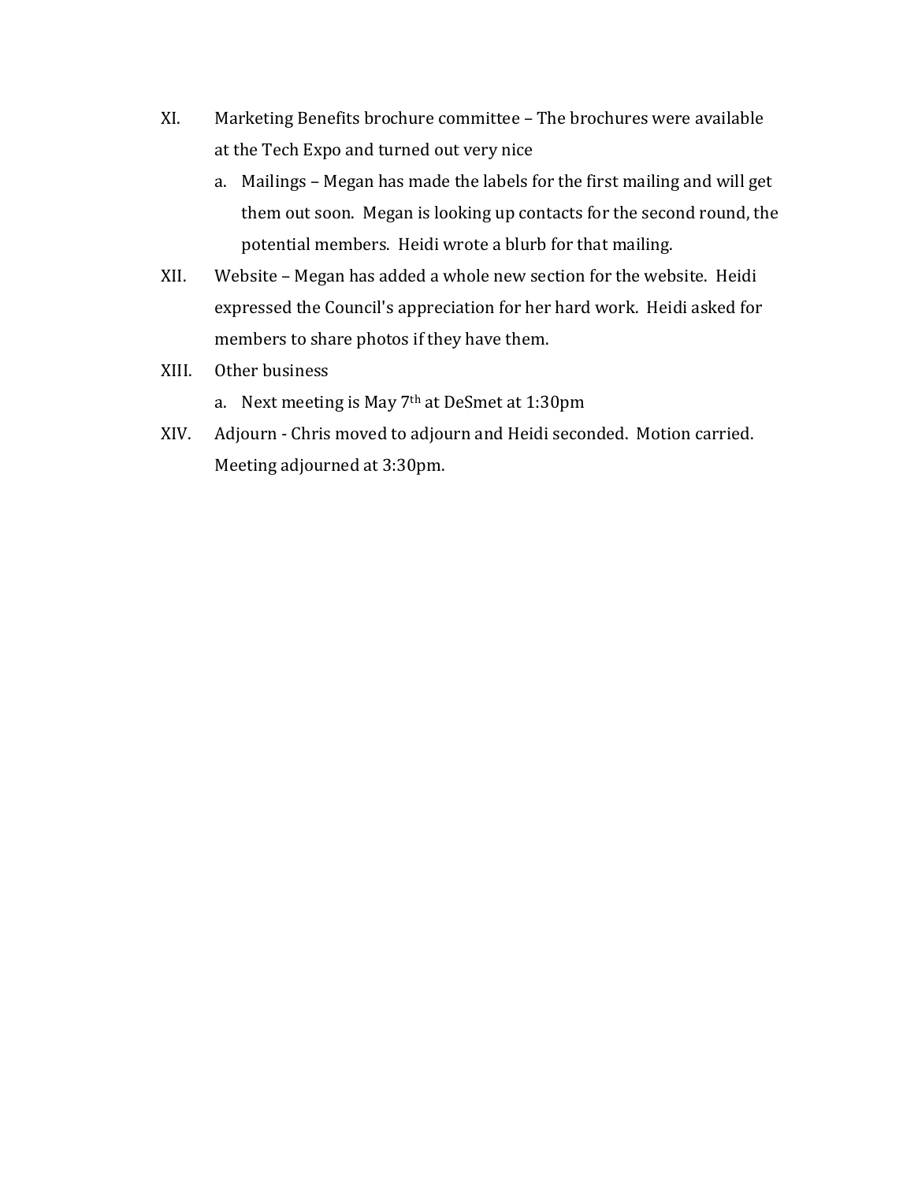XI. Marketing Benefits brochure committee – The brochures were available at the Tech Expo and turned out very nice

   a. Mailings – Megan has made the labels for the first mailing and will get them out soon. Megan is looking up contacts for the second round, the potential members. Heidi wrote a blurb for that mailing.

XII. Website – Megan has added a whole new section for the website. Heidi expressed the Council's appreciation for her hard work. Heidi asked for members to share photos if they have them.

XIII. Other business

   a. Next meeting is May 7th at DeSmet at 1:30pm

XIV. Adjourn - Chris moved to adjourn and Heidi seconded. Motion carried. Meeting adjourned at 3:30pm.